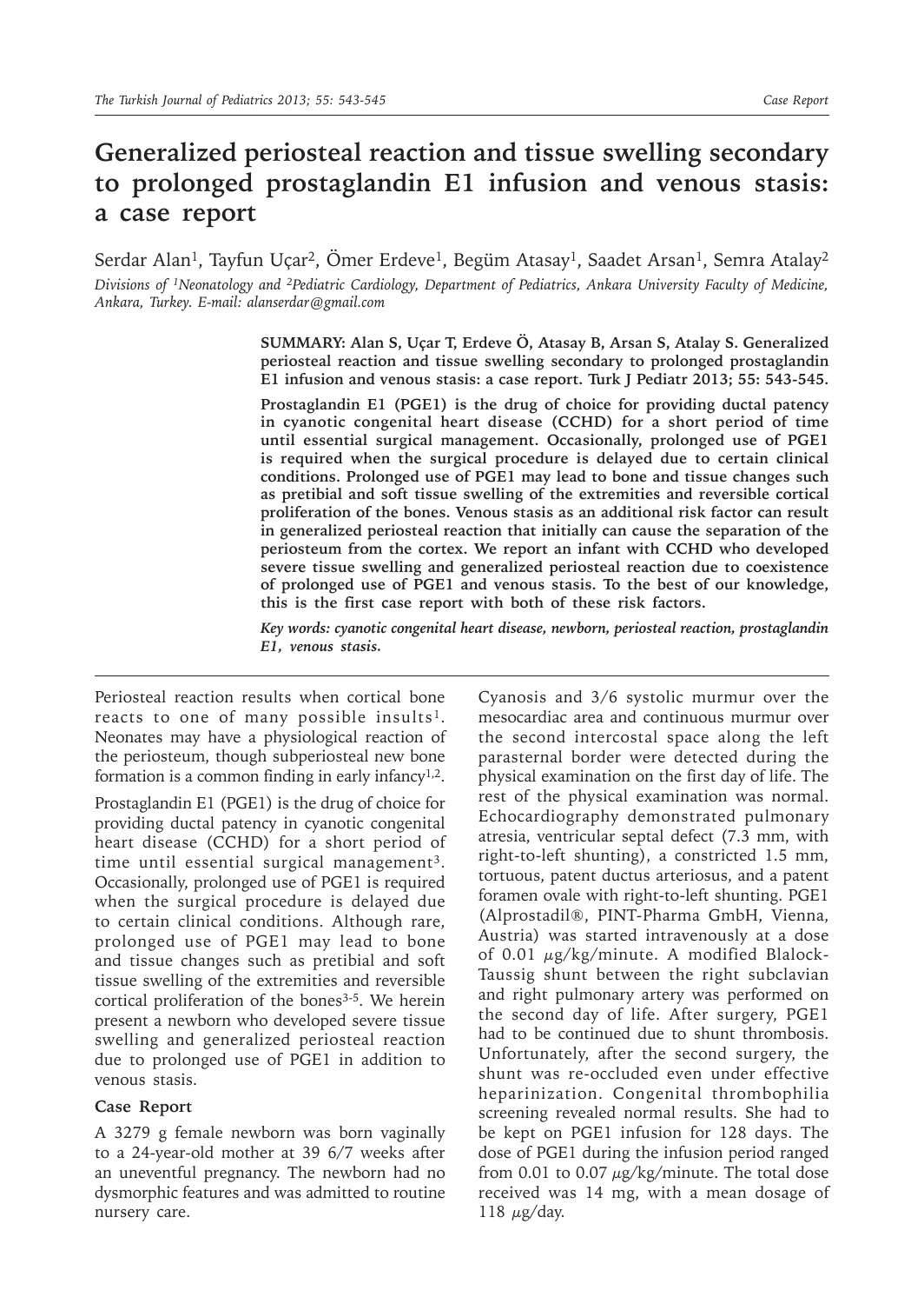# Generalized periosteal reaction and tissue swelling secondary to prolonged prostaglandin E1 infusion and venous stasis: a case report

Serdar Alan[1], Tayfun Uçar[2], Ömer Erdeve[1], Begüm Atasay[1], Saadet Arsan[1], Semra Atalay[2]

*Divisions of [1]Neonatology and [2]Pediatric Cardiology, Department of Pediatrics, Ankara University Faculty of Medicine, Ankara, Turkey. E-mail: alanserdar@gmail.com*

**SUMMARY: Alan S, Uçar T, Erdeve Ö, Atasay B, Arsan S, Atalay S. Generalized periosteal reaction and tissue swelling secondary to prolonged prostaglandin E1 infusion and venous stasis: a case report. Turk J Pediatr 2013; 55: 543-545.**

**Prostaglandin E1 (PGE1) is the drug of choice for providing ductal patency in cyanotic congenital heart disease (CCHD) for a short period of time until essential surgical management. Occasionally, prolonged use of PGE1 is required when the surgical procedure is delayed due to certain clinical conditions. Prolonged use of PGE1 may lead to bone and tissue changes such as pretibial and soft tissue swelling of the extremities and reversible cortical proliferation of the bones. Venous stasis as an additional risk factor can result in generalized periosteal reaction that initially can cause the separation of the periosteum from the cortex. We report an infant with CCHD who developed severe tissue swelling and generalized periosteal reaction due to coexistence of prolonged use of PGE1 and venous stasis. To the best of our knowledge, this is the first case report with both of these risk factors.**

***Key words:*** *cyanotic congenital heart disease, newborn, periosteal reaction, prostaglandin E1, venous stasis.*

Periosteal reaction results when cortical bone reacts to one of many possible insults[1]. Neonates may have a physiological reaction of the periosteum, though subperiosteal new bone formation is a common finding in early infancy[1,2].

Prostaglandin E1 (PGE1) is the drug of choice for providing ductal patency in cyanotic congenital heart disease (CCHD) for a short period of time until essential surgical management[3]. Occasionally, prolonged use of PGE1 is required when the surgical procedure is delayed due to certain clinical conditions. Although rare, prolonged use of PGE1 may lead to bone and tissue changes such as pretibial and soft tissue swelling of the extremities and reversible cortical proliferation of the bones[3-5]. We herein present a newborn who developed severe tissue swelling and generalized periosteal reaction due to prolonged use of PGE1 in addition to venous stasis.

## Case Report

A 3279 g female newborn was born vaginally to a 24-year-old mother at 39 6/7 weeks after an uneventful pregnancy. The newborn had no dysmorphic features and was admitted to routine nursery care.

Cyanosis and 3/6 systolic murmur over the mesocardiac area and continuous murmur over the second intercostal space along the left parasternal border were detected during the physical examination on the first day of life. The rest of the physical examination was normal. Echocardiography demonstrated pulmonary atresia, ventricular septal defect (7.3 mm, with right-to-left shunting), a constricted 1.5 mm, tortuous, patent ductus arteriosus, and a patent foramen ovale with right-to-left shunting. PGE1 (Alprostadil®, PINT-Pharma GmbH, Vienna, Austria) was started intravenously at a dose of 0.01 $\mu$g/kg/minute. A modified Blalock-Taussig shunt between the right subclavian and right pulmonary artery was performed on the second day of life. After surgery, PGE1 had to be continued due to shunt thrombosis. Unfortunately, after the second surgery, the shunt was re-occluded even under effective heparinization. Congenital thrombophilia screening revealed normal results. She had to be kept on PGE1 infusion for 128 days. The dose of PGE1 during the infusion period ranged from 0.01 to 0.07 $\mu$g/kg/minute. The total dose received was 14 mg, with a mean dosage of 118 $\mu$g/day.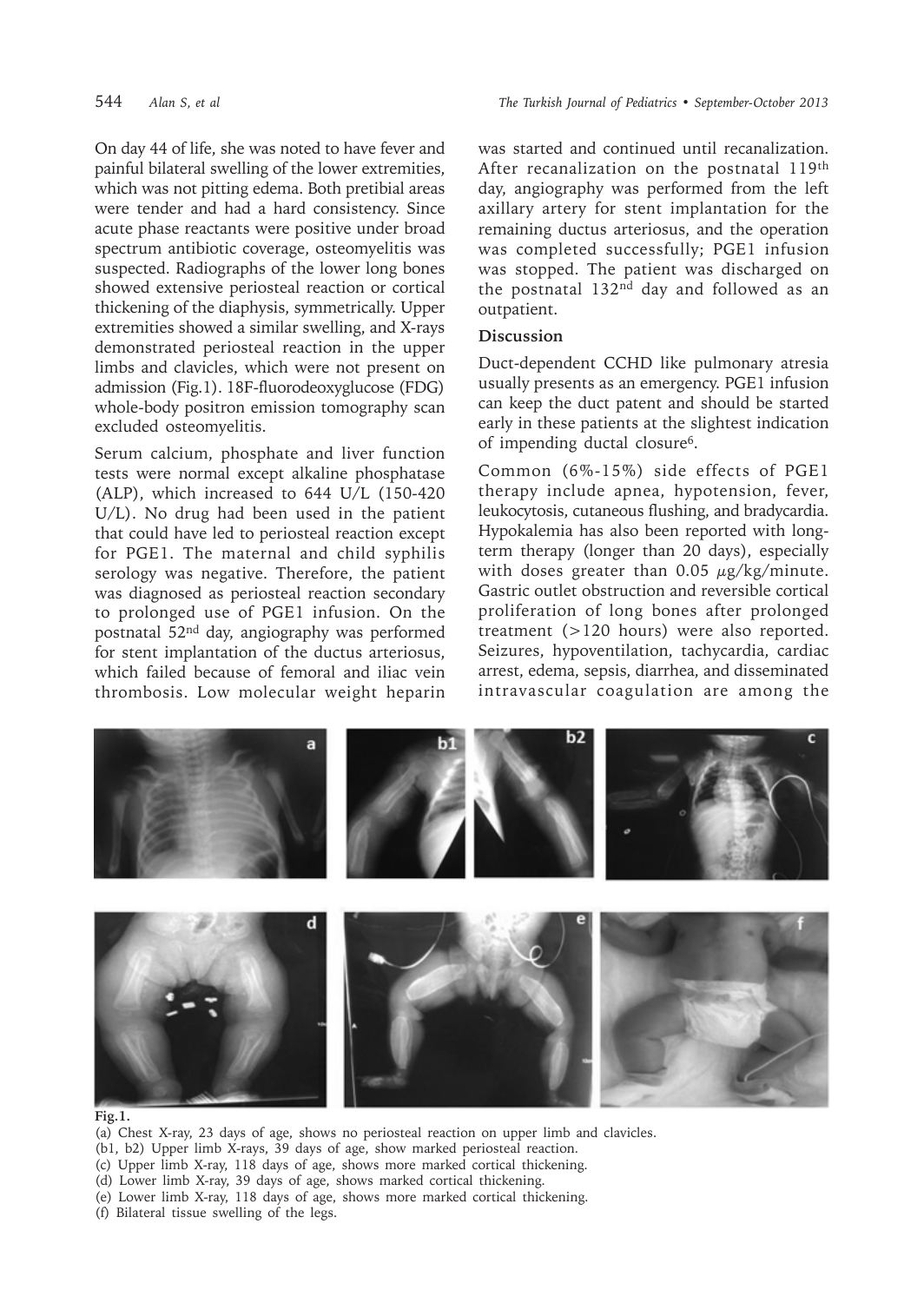On day 44 of life, she was noted to have fever and painful bilateral swelling of the lower extremities, which was not pitting edema. Both pretibial areas were tender and had a hard consistency. Since acute phase reactants were positive under broad spectrum antibiotic coverage, osteomyelitis was suspected. Radiographs of the lower long bones showed extensive periosteal reaction or cortical thickening of the diaphysis, symmetrically. Upper extremities showed a similar swelling, and X-rays demonstrated periosteal reaction in the upper limbs and clavicles, which were not present on admission (Fig.1). 18F-fluorodeoxyglucose (FDG) whole-body positron emission tomography scan excluded osteomyelitis.

Serum calcium, phosphate and liver function tests were normal except alkaline phosphatase (ALP), which increased to 644 U/L (150-420 U/L). No drug had been used in the patient that could have led to periosteal reaction except for PGE1. The maternal and child syphilis serology was negative. Therefore, the patient was diagnosed as periosteal reaction secondary to prolonged use of PGE1 infusion. On the postnatal 52nd day, angiography was performed for stent implantation of the ductus arteriosus, which failed because of femoral and iliac vein thrombosis. Low molecular weight heparin was started and continued until recanalization. After recanalization on the postnatal 119th day, angiography was performed from the left axillary artery for stent implantation for the remaining ductus arteriosus, and the operation was completed successfully; PGE1 infusion was stopped. The patient was discharged on the postnatal 132nd day and followed as an outpatient.

## Discussion

Duct-dependent CCHD like pulmonary atresia usually presents as an emergency. PGE1 infusion can keep the duct patent and should be started early in these patients at the slightest indication of impending ductal closure[6].

Common (6%-15%) side effects of PGE1 therapy include apnea, hypotension, fever, leukocytosis, cutaneous flushing, and bradycardia. Hypokalemia has also been reported with long-term therapy (longer than 20 days), especially with doses greater than 0.05 $\mu$g/kg/minute. Gastric outlet obstruction and reversible cortical proliferation of long bones after prolonged treatment (>120 hours) were also reported. Seizures, hypoventilation, tachycardia, cardiac arrest, edema, sepsis, diarrhea, and disseminated intravascular coagulation are among the

**Fig.1.**

(a) Chest X-ray, 23 days of age, shows no periosteal reaction on upper limb and clavicles.
(b1, b2) Upper limb X-rays, 39 days of age, show marked periosteal reaction.
(c) Upper limb X-ray, 118 days of age, shows more marked cortical thickening.
(d) Lower limb X-ray, 39 days of age, shows marked cortical thickening.
(e) Lower limb X-ray, 118 days of age, shows more marked cortical thickening.
(f) Bilateral tissue swelling of the legs.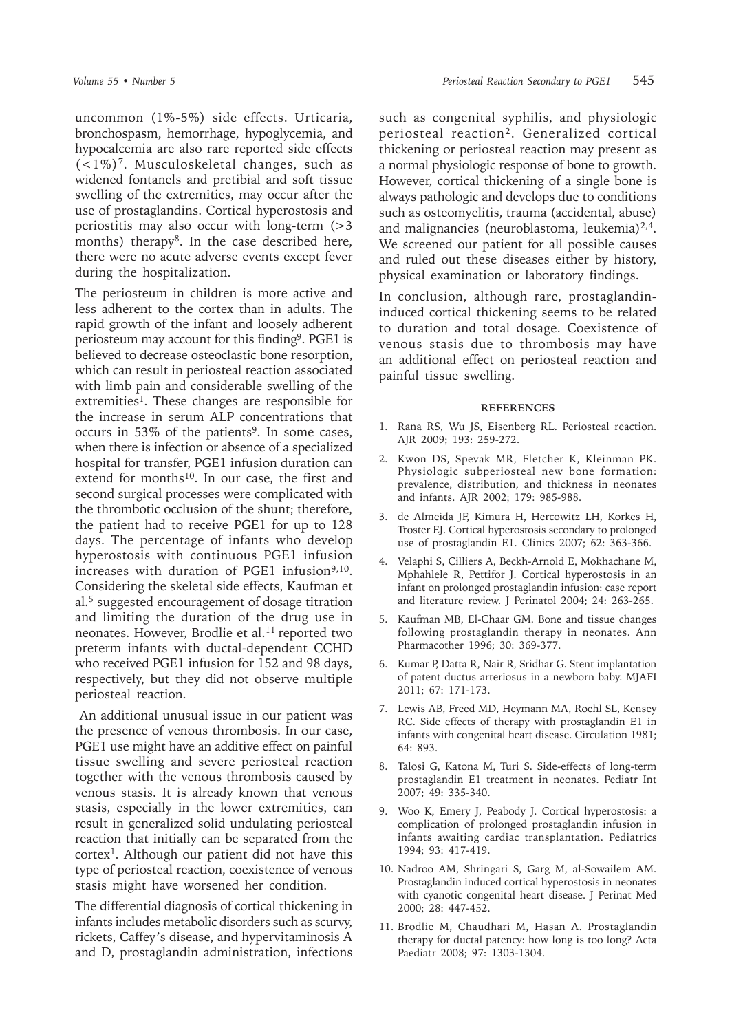uncommon (1%-5%) side effects. Urticaria, bronchospasm, hemorrhage, hypoglycemia, and hypocalcemia are also rare reported side effects (<1%)[7]. Musculoskeletal changes, such as widened fontanels and pretibial and soft tissue swelling of the extremities, may occur after the use of prostaglandins. Cortical hyperostosis and periostitis may also occur with long-term (>3 months) therapy[8]. In the case described here, there were no acute adverse events except fever during the hospitalization.

The periosteum in children is more active and less adherent to the cortex than in adults. The rapid growth of the infant and loosely adherent periosteum may account for this finding[9]. PGE1 is believed to decrease osteoclastic bone resorption, which can result in periosteal reaction associated with limb pain and considerable swelling of the extremities[1]. These changes are responsible for the increase in serum ALP concentrations that occurs in 53% of the patients[9]. In some cases, when there is infection or absence of a specialized hospital for transfer, PGE1 infusion duration can extend for months[10]. In our case, the first and second surgical processes were complicated with the thrombotic occlusion of the shunt; therefore, the patient had to receive PGE1 for up to 128 days. The percentage of infants who develop hyperostosis with continuous PGE1 infusion increases with duration of PGE1 infusion[9,10]. Considering the skeletal side effects, Kaufman et al.[5] suggested encouragement of dosage titration and limiting the duration of the drug use in neonates. However, Brodlie et al.[11] reported two preterm infants with ductal-dependent CCHD who received PGE1 infusion for 152 and 98 days, respectively, but they did not observe multiple periosteal reaction.

An additional unusual issue in our patient was the presence of venous thrombosis. In our case, PGE1 use might have an additive effect on painful tissue swelling and severe periosteal reaction together with the venous thrombosis caused by venous stasis. It is already known that venous stasis, especially in the lower extremities, can result in generalized solid undulating periosteal reaction that initially can be separated from the cortex[1]. Although our patient did not have this type of periosteal reaction, coexistence of venous stasis might have worsened her condition.

The differential diagnosis of cortical thickening in infants includes metabolic disorders such as scurvy, rickets, Caffey's disease, and hypervitaminosis A and D, prostaglandin administration, infections such as congenital syphilis, and physiologic periosteal reaction[2]. Generalized cortical thickening or periosteal reaction may present as a normal physiologic response of bone to growth. However, cortical thickening of a single bone is always pathologic and develops due to conditions such as osteomyelitis, trauma (accidental, abuse) and malignancies (neuroblastoma, leukemia)[2,4]. We screened our patient for all possible causes and ruled out these diseases either by history, physical examination or laboratory findings.

In conclusion, although rare, prostaglandin-induced cortical thickening seems to be related to duration and total dosage. Coexistence of venous stasis due to thrombosis may have an additional effect on periosteal reaction and painful tissue swelling.

## REFERENCES

1. Rana RS, Wu JS, Eisenberg RL. Periosteal reaction. AJR 2009; 193: 259-272.
2. Kwon DS, Spevak MR, Fletcher K, Kleinman PK. Physiologic subperiosteal new bone formation: prevalence, distribution, and thickness in neonates and infants. AJR 2002; 179: 985-988.
3. de Almeida JF, Kimura H, Hercowitz LH, Korkes H, Troster EJ. Cortical hyperostosis secondary to prolonged use of prostaglandin E1. Clinics 2007; 62: 363-366.
4. Velaphi S, Cilliers A, Beckh-Arnold E, Mokhachane M, Mphahlele R, Pettifor J. Cortical hyperostosis in an infant on prolonged prostaglandin infusion: case report and literature review. J Perinatol 2004; 24: 263-265.
5. Kaufman MB, El-Chaar GM. Bone and tissue changes following prostaglandin therapy in neonates. Ann Pharmacother 1996; 30: 369-377.
6. Kumar P, Datta R, Nair R, Sridhar G. Stent implantation of patent ductus arteriosus in a newborn baby. MJAFI 2011; 67: 171-173.
7. Lewis AB, Freed MD, Heymann MA, Roehl SL, Kensey RC. Side effects of therapy with prostaglandin E1 in infants with congenital heart disease. Circulation 1981; 64: 893.
8. Talosi G, Katona M, Turi S. Side-effects of long-term prostaglandin E1 treatment in neonates. Pediatr Int 2007; 49: 335-340.
9. Woo K, Emery J, Peabody J. Cortical hyperostosis: a complication of prolonged prostaglandin infusion in infants awaiting cardiac transplantation. Pediatrics 1994; 93: 417-419.
10. Nadroo AM, Shringari S, Garg M, al-Sowailem AM. Prostaglandin induced cortical hyperostosis in neonates with cyanotic congenital heart disease. J Perinat Med 2000; 28: 447-452.
11. Brodlie M, Chaudhari M, Hasan A. Prostaglandin therapy for ductal patency: how long is too long? Acta Paediatr 2008; 97: 1303-1304.